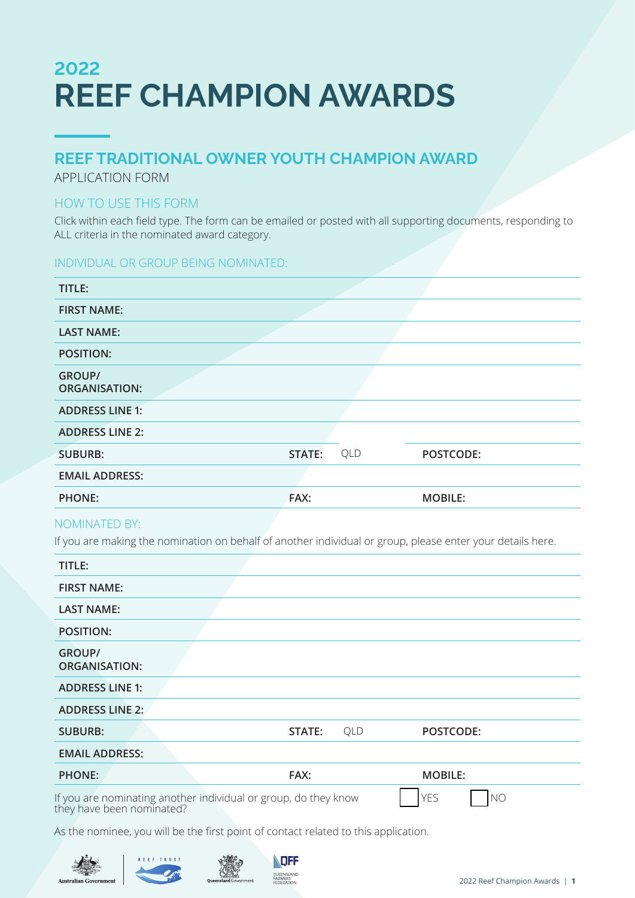# 2022
# REEF CHAMPION AWARDS

## REEF TRADITIONAL OWNER YOUTH CHAMPION AWARD

APPLICATION FORM

### HOW TO USE THIS FORM

Click within each field type. The form can be emailed or posted with all supporting documents, responding to ALL criteria in the nominated award category.

### INDIVIDUAL OR GROUP BEING NOMINATED:

| | | | | | |
|---|---|---|---|---|---|
| **TITLE:** | | | | | |
| **FIRST NAME:** | | | | | |
| **LAST NAME:** | | | | | |
| **POSITION:** | | | | | |
| **GROUP/ ORGANISATION:** | | | | | |
| **ADDRESS LINE 1:** | | | | | |
| **ADDRESS LINE 2:** | | | | | |
| **SUBURB:** | | **STATE:** | QLD | **POSTCODE:** | |
| **EMAIL ADDRESS:** | | | | | |
| **PHONE:** | | **FAX:** | | **MOBILE:** | |

### NOMINATED BY:

If you are making the nomination on behalf of another individual or group, please enter your details here.

| | | | | | |
|---|---|---|---|---|---|
| **TITLE:** | | | | | |
| **FIRST NAME:** | | | | | |
| **LAST NAME:** | | | | | |
| **POSITION:** | | | | | |
| **GROUP/ ORGANISATION:** | | | | | |
| **ADDRESS LINE 1:** | | | | | |
| **ADDRESS LINE 2:** | | | | | |
| **SUBURB:** | | **STATE:** | QLD | **POSTCODE:** | |
| **EMAIL ADDRESS:** | | | | | |
| **PHONE:** | | **FAX:** | | **MOBILE:** | |

If you are nominating another individual or group, do they know they have been nominated? ☐ YES ☐ NO

As the nominee, you will be the first point of contact related to this application.

Australian Government | REEF TRUST | Queensland Government | QFF QUEENSLAND FARMERS' FEDERATION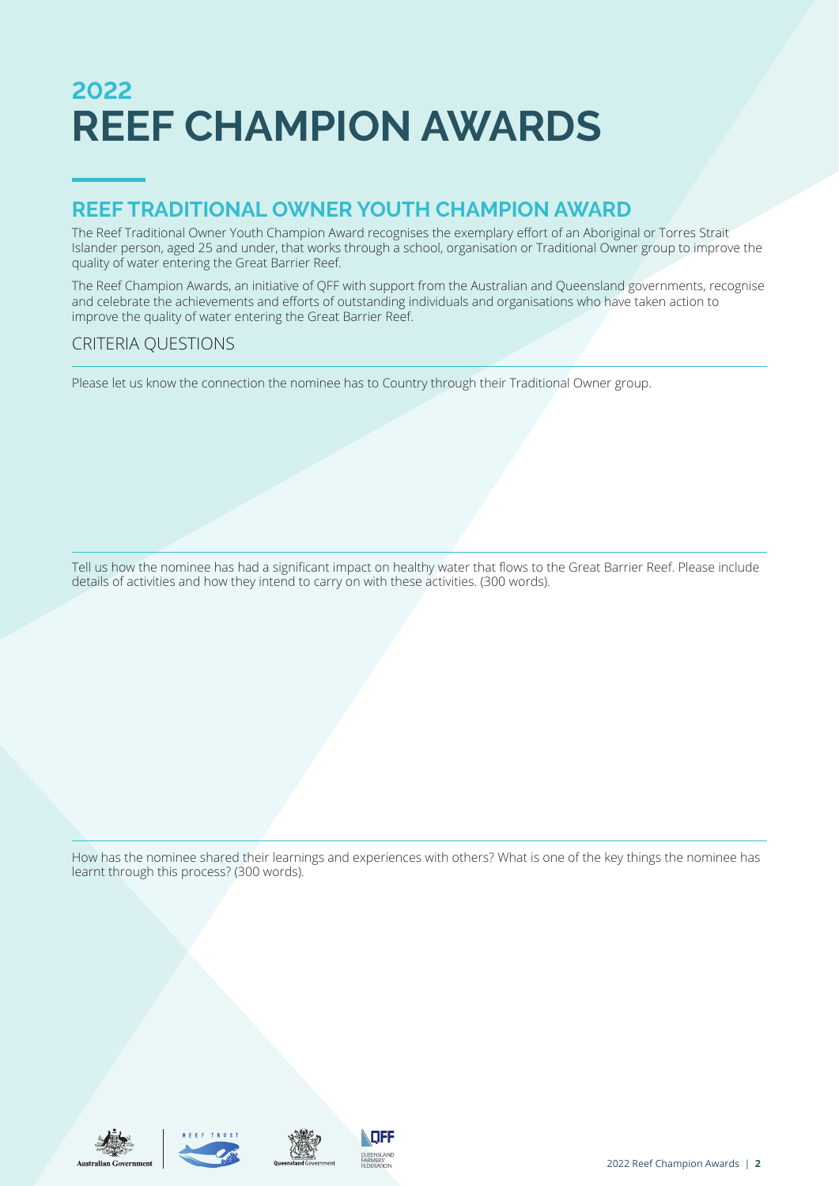# 2022 REEF CHAMPION AWARDS

## REEF TRADITIONAL OWNER YOUTH CHAMPION AWARD

The Reef Traditional Owner Youth Champion Award recognises the exemplary effort of an Aboriginal or Torres Strait Islander person, aged 25 and under, that works through a school, organisation or Traditional Owner group to improve the quality of water entering the Great Barrier Reef.

The Reef Champion Awards, an initiative of QFF with support from the Australian and Queensland governments, recognise and celebrate the achievements and efforts of outstanding individuals and organisations who have taken action to improve the quality of water entering the Great Barrier Reef.

### CRITERIA QUESTIONS

Please let us know the connection the nominee has to Country through their Traditional Owner group.

Tell us how the nominee has had a significant impact on healthy water that flows to the Great Barrier Reef. Please include details of activities and how they intend to carry on with these activities. (300 words).

How has the nominee shared their learnings and experiences with others? What is one of the key things the nominee has learnt through this process? (300 words).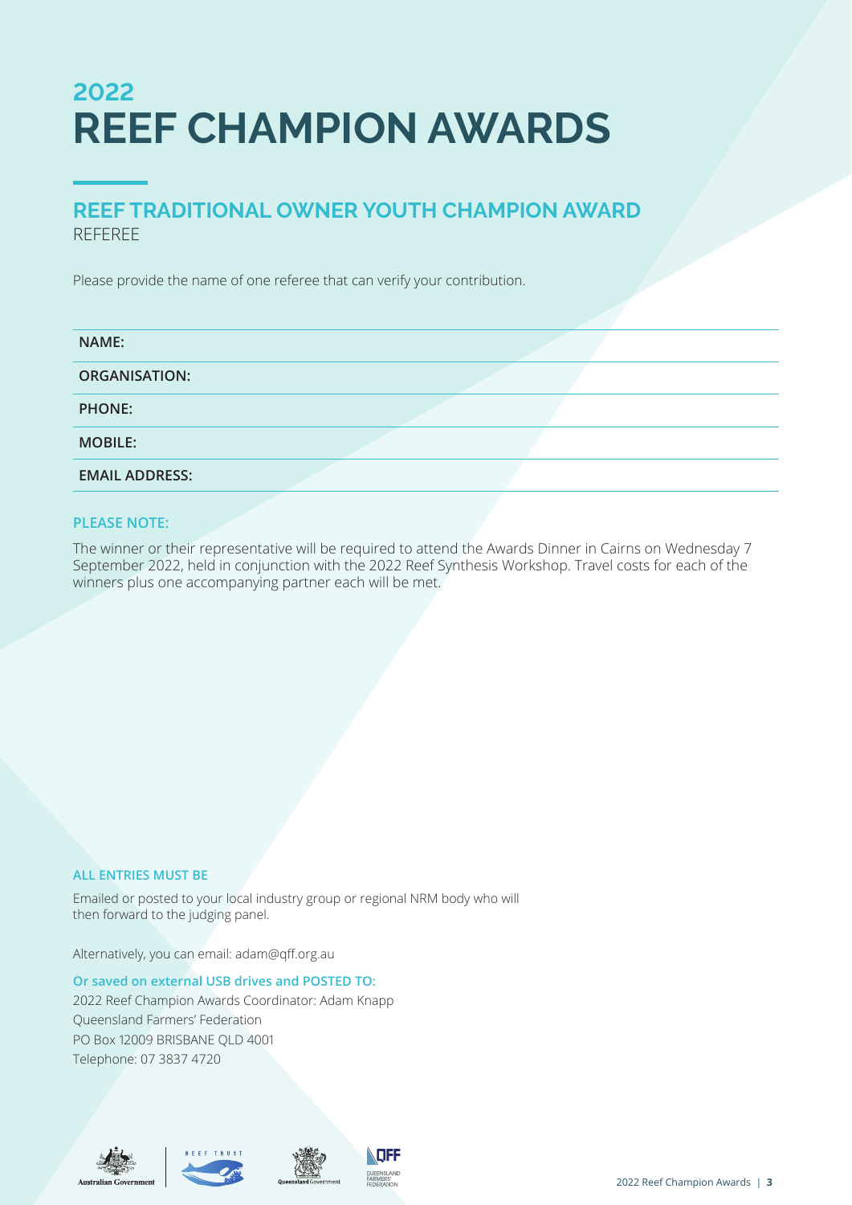# 2022 REEF CHAMPION AWARDS

## REEF TRADITIONAL OWNER YOUTH CHAMPION AWARD

REFEREE

Please provide the name of one referee that can verify your contribution.

| | |
|---|---|
| **NAME:** | |
| **ORGANISATION:** | |
| **PHONE:** | |
| **MOBILE:** | |
| **EMAIL ADDRESS:** | |

**PLEASE NOTE:**

The winner or their representative will be required to attend the Awards Dinner in Cairns on Wednesday 7 September 2022, held in conjunction with the 2022 Reef Synthesis Workshop. Travel costs for each of the winners plus one accompanying partner each will be met.

**ALL ENTRIES MUST BE**

Emailed or posted to your local industry group or regional NRM body who will then forward to the judging panel.

Alternatively, you can email: adam@qff.org.au

**Or saved on external USB drives and POSTED TO:**

2022 Reef Champion Awards Coordinator: Adam Knapp
Queensland Farmers' Federation
PO Box 12009 BRISBANE QLD 4001
Telephone: 07 3837 4720